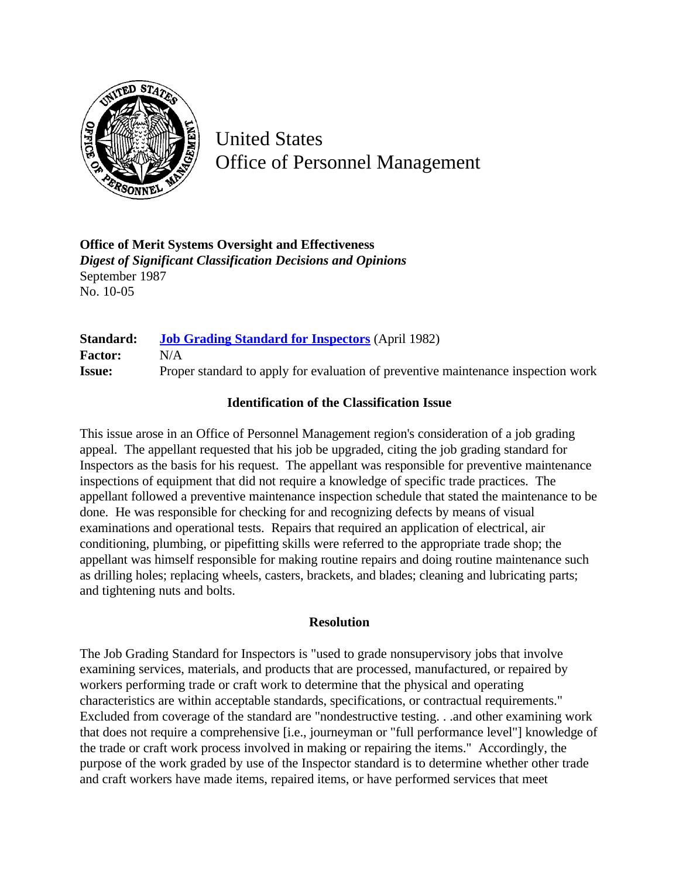United States
Office of Personnel Management

**Office of Merit Systems Oversight and Effectiveness**
***Digest of Significant Classification Decisions and Opinions***
September 1987
No. 10-05

| | |
|---|---|
| **Standard:** | **Job Grading Standard for Inspectors** (April 1982) |
| **Factor:** | N/A |
| **Issue:** | Proper standard to apply for evaluation of preventive maintenance inspection work |

### Identification of the Classification Issue

This issue arose in an Office of Personnel Management region's consideration of a job grading appeal. The appellant requested that his job be upgraded, citing the job grading standard for Inspectors as the basis for his request. The appellant was responsible for preventive maintenance inspections of equipment that did not require a knowledge of specific trade practices. The appellant followed a preventive maintenance inspection schedule that stated the maintenance to be done. He was responsible for checking for and recognizing defects by means of visual examinations and operational tests. Repairs that required an application of electrical, air conditioning, plumbing, or pipefitting skills were referred to the appropriate trade shop; the appellant was himself responsible for making routine repairs and doing routine maintenance such as drilling holes; replacing wheels, casters, brackets, and blades; cleaning and lubricating parts; and tightening nuts and bolts.

### Resolution

The Job Grading Standard for Inspectors is "used to grade nonsupervisory jobs that involve examining services, materials, and products that are processed, manufactured, or repaired by workers performing trade or craft work to determine that the physical and operating characteristics are within acceptable standards, specifications, or contractual requirements." Excluded from coverage of the standard are "nondestructive testing. . .and other examining work that does not require a comprehensive [i.e., journeyman or "full performance level"] knowledge of the trade or craft work process involved in making or repairing the items." Accordingly, the purpose of the work graded by use of the Inspector standard is to determine whether other trade and craft workers have made items, repaired items, or have performed services that meet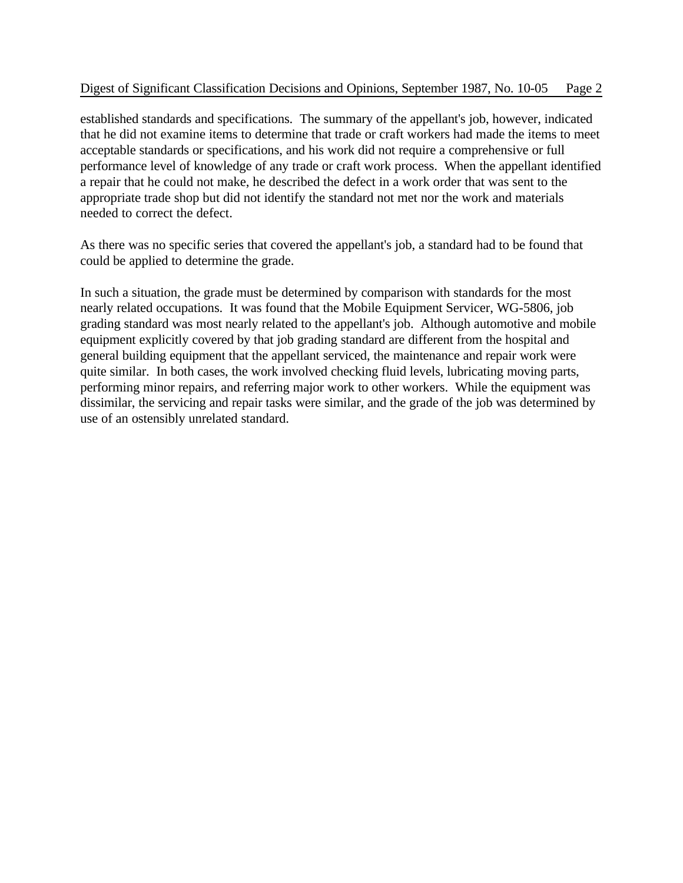established standards and specifications. The summary of the appellant's job, however, indicated that he did not examine items to determine that trade or craft workers had made the items to meet acceptable standards or specifications, and his work did not require a comprehensive or full performance level of knowledge of any trade or craft work process. When the appellant identified a repair that he could not make, he described the defect in a work order that was sent to the appropriate trade shop but did not identify the standard not met nor the work and materials needed to correct the defect.

As there was no specific series that covered the appellant's job, a standard had to be found that could be applied to determine the grade.

In such a situation, the grade must be determined by comparison with standards for the most nearly related occupations. It was found that the Mobile Equipment Servicer, WG-5806, job grading standard was most nearly related to the appellant's job. Although automotive and mobile equipment explicitly covered by that job grading standard are different from the hospital and general building equipment that the appellant serviced, the maintenance and repair work were quite similar. In both cases, the work involved checking fluid levels, lubricating moving parts, performing minor repairs, and referring major work to other workers. While the equipment was dissimilar, the servicing and repair tasks were similar, and the grade of the job was determined by use of an ostensibly unrelated standard.